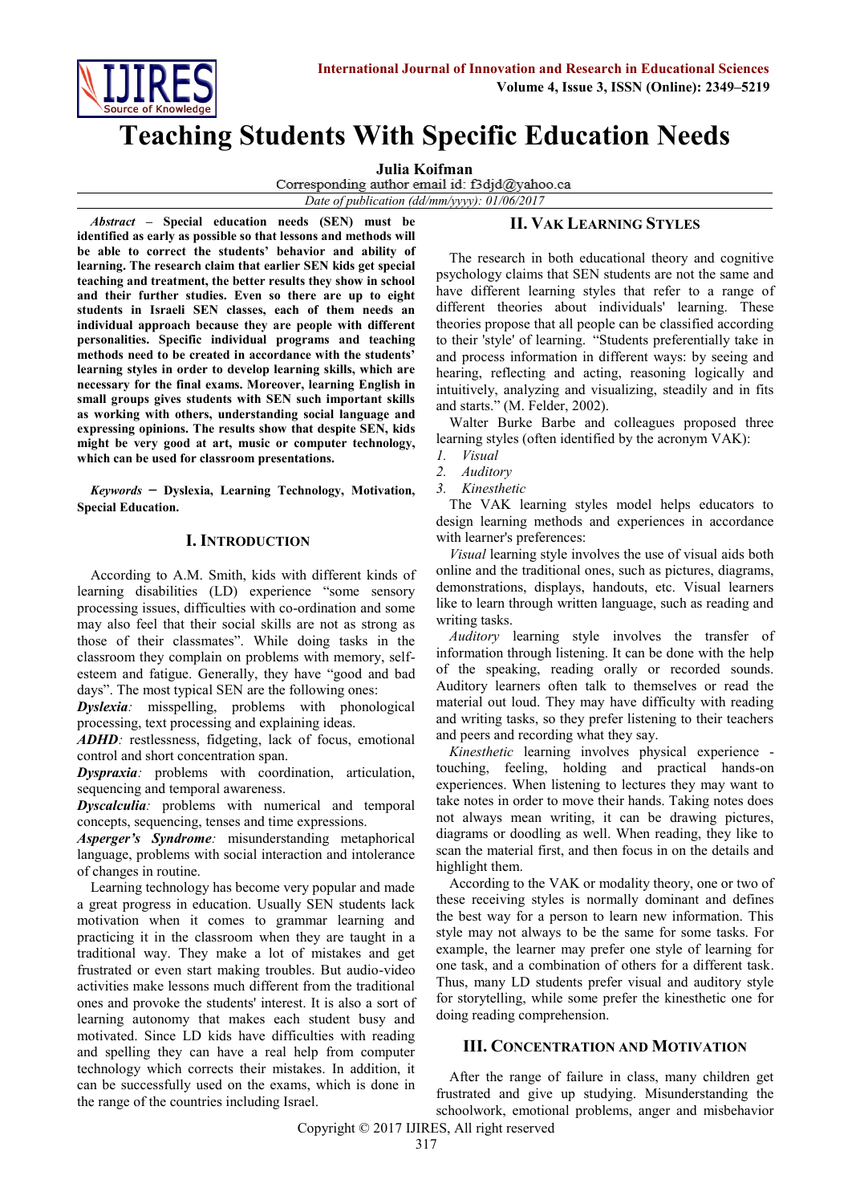# Teaching Students With Specific Education Needs

**Julia Koifman**

Corresponding author email id: f3djd@yahoo.ca

*Date of publication (dd/mm/yyyy): 01/06/2017*

***Abstract*** **– Special education needs (SEN) must be identified as early as possible so that lessons and methods will be able to correct the students' behavior and ability of learning. The research claim that earlier SEN kids get special teaching and treatment, the better results they show in school and their further studies. Even so there are up to eight students in Israeli SEN classes, each of them needs an individual approach because they are people with different personalities. Specific individual programs and teaching methods need to be created in accordance with the students' learning styles in order to develop learning skills, which are necessary for the final exams. Moreover, learning English in small groups gives students with SEN such important skills as working with others, understanding social language and expressing opinions. The results show that despite SEN, kids might be very good at art, music or computer technology, which can be used for classroom presentations.**

***Keywords*** **– Dyslexia, Learning Technology, Motivation, Special Education.**

## I. Introduction

According to A.M. Smith, kids with different kinds of learning disabilities (LD) experience "some sensory processing issues, difficulties with co-ordination and some may also feel that their social skills are not as strong as those of their classmates". While doing tasks in the classroom they complain on problems with memory, self-esteem and fatigue. Generally, they have "good and bad days". The most typical SEN are the following ones:

***Dyslexia****:* misspelling, problems with phonological processing, text processing and explaining ideas.

***ADHD****:* restlessness, fidgeting, lack of focus, emotional control and short concentration span.

***Dyspraxia****:* problems with coordination, articulation, sequencing and temporal awareness.

***Dyscalculia****:* problems with numerical and temporal concepts, sequencing, tenses and time expressions.

***Asperger's Syndrome****:* misunderstanding metaphorical language, problems with social interaction and intolerance of changes in routine.

Learning technology has become very popular and made a great progress in education. Usually SEN students lack motivation when it comes to grammar learning and practicing it in the classroom when they are taught in a traditional way. They make a lot of mistakes and get frustrated or even start making troubles. But audio-video activities make lessons much different from the traditional ones and provoke the students' interest. It is also a sort of learning autonomy that makes each student busy and motivated. Since LD kids have difficulties with reading and spelling they can have a real help from computer technology which corrects their mistakes. In addition, it can be successfully used on the exams, which is done in the range of the countries including Israel.

## II. VAK Learning Styles

The research in both educational theory and cognitive psychology claims that SEN students are not the same and have different learning styles that refer to a range of different theories about individuals' learning. These theories propose that all people can be classified according to their 'style' of learning. "Students preferentially take in and process information in different ways: by seeing and hearing, reflecting and acting, reasoning logically and intuitively, analyzing and visualizing, steadily and in fits and starts." (M. Felder, 2002).

Walter Burke Barbe and colleagues proposed three learning styles (often identified by the acronym VAK):

1. *Visual*
2. *Auditory*
3. *Kinesthetic*

The VAK learning styles model helps educators to design learning methods and experiences in accordance with learner's preferences:

*Visual* learning style involves the use of visual aids both online and the traditional ones, such as pictures, diagrams, demonstrations, displays, handouts, etc. Visual learners like to learn through written language, such as reading and writing tasks.

*Auditory* learning style involves the transfer of information through listening. It can be done with the help of the speaking, reading orally or recorded sounds. Auditory learners often talk to themselves or read the material out loud. They may have difficulty with reading and writing tasks, so they prefer listening to their teachers and peers and recording what they say.

*Kinesthetic* learning involves physical experience - touching, feeling, holding and practical hands-on experiences. When listening to lectures they may want to take notes in order to move their hands. Taking notes does not always mean writing, it can be drawing pictures, diagrams or doodling as well. When reading, they like to scan the material first, and then focus in on the details and highlight them.

According to the VAK or modality theory, one or two of these receiving styles is normally dominant and defines the best way for a person to learn new information. This style may not always to be the same for some tasks. For example, the learner may prefer one style of learning for one task, and a combination of others for a different task. Thus, many LD students prefer visual and auditory style for storytelling, while some prefer the kinesthetic one for doing reading comprehension.

## III. Concentration and Motivation

After the range of failure in class, many children get frustrated and give up studying. Misunderstanding the schoolwork, emotional problems, anger and misbehavior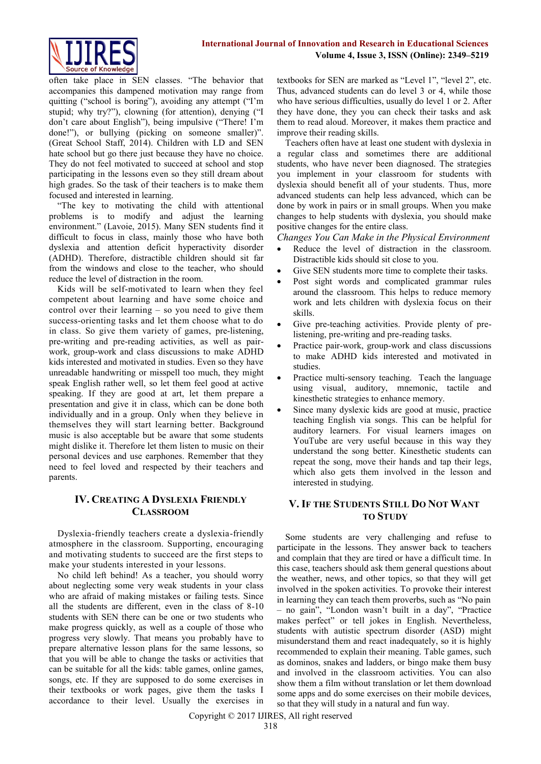often take place in SEN classes. "The behavior that accompanies this dampened motivation may range from quitting ("school is boring"), avoiding any attempt ("I'm stupid; why try?"), clowning (for attention), denying ("I don't care about English"), being impulsive ("There! I'm done!"), or bullying (picking on someone smaller)". (Great School Staff, 2014). Children with LD and SEN hate school but go there just because they have no choice. They do not feel motivated to succeed at school and stop participating in the lessons even so they still dream about high grades. So the task of their teachers is to make them focused and interested in learning.

"The key to motivating the child with attentional problems is to modify and adjust the learning environment." (Lavoie, 2015). Many SEN students find it difficult to focus in class, mainly those who have both dyslexia and attention deficit hyperactivity disorder (ADHD). Therefore, distractible children should sit far from the windows and close to the teacher, who should reduce the level of distraction in the room.

Kids will be self-motivated to learn when they feel competent about learning and have some choice and control over their learning – so you need to give them success-orienting tasks and let them choose what to do in class. So give them variety of games, pre-listening, pre-writing and pre-reading activities, as well as pair-work, group-work and class discussions to make ADHD kids interested and motivated in studies. Even so they have unreadable handwriting or misspell too much, they might speak English rather well, so let them feel good at active speaking. If they are good at art, let them prepare a presentation and give it in class, which can be done both individually and in a group. Only when they believe in themselves they will start learning better. Background music is also acceptable but be aware that some students might dislike it. Therefore let them listen to music on their personal devices and use earphones. Remember that they need to feel loved and respected by their teachers and parents.

## IV. Creating A Dyslexia Friendly Classroom

Dyslexia-friendly teachers create a dyslexia-friendly atmosphere in the classroom. Supporting, encouraging and motivating students to succeed are the first steps to make your students interested in your lessons.

No child left behind! As a teacher, you should worry about neglecting some very weak students in your class who are afraid of making mistakes or failing tests. Since all the students are different, even in the class of 8-10 students with SEN there can be one or two students who make progress quickly, as well as a couple of those who progress very slowly. That means you probably have to prepare alternative lesson plans for the same lessons, so that you will be able to change the tasks or activities that can be suitable for all the kids: table games, online games, songs, etc. If they are supposed to do some exercises in their textbooks or work pages, give them the tasks I accordance to their level. Usually the exercises in textbooks for SEN are marked as "Level 1", "level 2", etc. Thus, advanced students can do level 3 or 4, while those who have serious difficulties, usually do level 1 or 2. After they have done, they you can check their tasks and ask them to read aloud. Moreover, it makes them practice and improve their reading skills.

Teachers often have at least one student with dyslexia in a regular class and sometimes there are additional students, who have never been diagnosed. The strategies you implement in your classroom for students with dyslexia should benefit all of your students. Thus, more advanced students can help less advanced, which can be done by work in pairs or in small groups. When you make changes to help students with dyslexia, you should make positive changes for the entire class.

*Changes You Can Make in the Physical Environment*

- Reduce the level of distraction in the classroom. Distractible kids should sit close to you.
- Give SEN students more time to complete their tasks.
- Post sight words and complicated grammar rules around the classroom. This helps to reduce memory work and lets children with dyslexia focus on their skills.
- Give pre-teaching activities. Provide plenty of pre-listening, pre-writing and pre-reading tasks.
- Practice pair-work, group-work and class discussions to make ADHD kids interested and motivated in studies.
- Practice multi-sensory teaching. Teach the language using visual, auditory, mnemonic, tactile and kinesthetic strategies to enhance memory.
- Since many dyslexic kids are good at music, practice teaching English via songs. This can be helpful for auditory learners. For visual learners images on YouTube are very useful because in this way they understand the song better. Kinesthetic students can repeat the song, move their hands and tap their legs, which also gets them involved in the lesson and interested in studying.

## V. If the Students Still Do Not Want to Study

Some students are very challenging and refuse to participate in the lessons. They answer back to teachers and complain that they are tired or have a difficult time. In this case, teachers should ask them general questions about the weather, news, and other topics, so that they will get involved in the spoken activities. To provoke their interest in learning they can teach them proverbs, such as "No pain – no gain", "London wasn't built in a day", "Practice makes perfect" or tell jokes in English. Nevertheless, students with autistic spectrum disorder (ASD) might misunderstand them and react inadequately, so it is highly recommended to explain their meaning. Table games, such as dominos, snakes and ladders, or bingo make them busy and involved in the classroom activities. You can also show them a film without translation or let them download some apps and do some exercises on their mobile devices, so that they will study in a natural and fun way.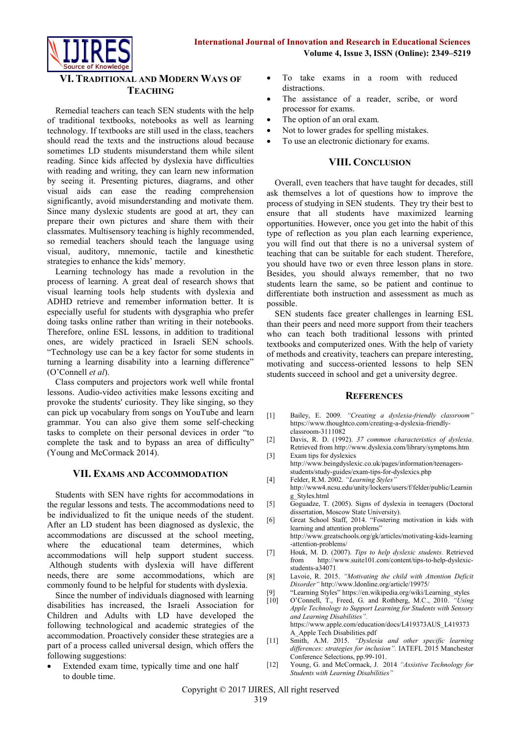## VI. Traditional and Modern Ways of Teaching

Remedial teachers can teach SEN students with the help of traditional textbooks, notebooks as well as learning technology. If textbooks are still used in the class, teachers should read the texts and the instructions aloud because sometimes LD students misunderstand them while silent reading. Since kids affected by dyslexia have difficulties with reading and writing, they can learn new information by seeing it. Presenting pictures, diagrams, and other visual aids can ease the reading comprehension significantly, avoid misunderstanding and motivate them. Since many dyslexic students are good at art, they can prepare their own pictures and share them with their classmates. Multisensory teaching is highly recommended, so remedial teachers should teach the language using visual, auditory, mnemonic, tactile and kinesthetic strategies to enhance the kids' memory.

Learning technology has made a revolution in the process of learning. A great deal of research shows that visual learning tools help students with dyslexia and ADHD retrieve and remember information better. It is especially useful for students with dysgraphia who prefer doing tasks online rather than writing in their notebooks. Therefore, online ESL lessons, in addition to traditional ones, are widely practiced in Israeli SEN schools. "Technology use can be a key factor for some students in turning a learning disability into a learning difference" (O'Connell *et al*).

Class computers and projectors work well while frontal lessons. Audio-video activities make lessons exciting and provoke the students' curiosity. They like singing, so they can pick up vocabulary from songs on YouTube and learn grammar. You can also give them some self-checking tasks to complete on their personal devices in order "to complete the task and to bypass an area of difficulty" (Young and McCormack 2014).

## VII. Exams and Accommodation

Students with SEN have rights for accommodations in the regular lessons and tests. The accommodations need to be individualized to fit the unique needs of the student. After an LD student has been diagnosed as dyslexic, the accommodations are discussed at the school meeting, where the educational team determines, which accommodations will help support student success. Although students with dyslexia will have different needs, there are some accommodations, which are commonly found to be helpful for students with dyslexia.

Since the number of individuals diagnosed with learning disabilities has increased, the Israeli Association for Children and Adults with LD have developed the following technological and academic strategies of the accommodation. Proactively consider these strategies are a part of a process called universal design, which offers the following suggestions:

- Extended exam time, typically time and one half to double time.
- To take exams in a room with reduced distractions.
- The assistance of a reader, scribe, or word processor for exams.
- The option of an oral exam.
- Not to lower grades for spelling mistakes.
- To use an electronic dictionary for exams.

## VIII. Conclusion

Overall, even teachers that have taught for decades, still ask themselves a lot of questions how to improve the process of studying in SEN students. They try their best to ensure that all students have maximized learning opportunities. However, once you get into the habit of this type of reflection as you plan each learning experience, you will find out that there is no a universal system of teaching that can be suitable for each student. Therefore, you should have two or even three lesson plans in store. Besides, you should always remember, that no two students learn the same, so be patient and continue to differentiate both instruction and assessment as much as possible.

SEN students face greater challenges in learning ESL than their peers and need more support from their teachers who can teach both traditional lessons with printed textbooks and computerized ones. With the help of variety of methods and creativity, teachers can prepare interesting, motivating and success-oriented lessons to help SEN students succeed in school and get a university degree.

## References

[1] Bailey, E. 2009. *"Creating a dyslexia-friendly classroom"* https://www.thoughtco.com/creating-a-dyslexia-friendly-classroom-3111082

[2] Davis, R. D. (1992). *37 common characteristics of dyslexia.* Retrieved from http://www.dyslexia.com/library/symptoms.htm

[3] Exam tips for dyslexics http://www.beingdyslexic.co.uk/pages/information/teenagers-students/study-guides/exam-tips-for-dyslexics.php

[4] Felder, R.M. 2002. *"Learning Styles"* http://www4.ncsu.edu/unity/lockers/users/f/felder/public/Learning_Styles.html

[5] Goguadze, T. (2005). Signs of dyslexia in teenagers (Doctoral dissertation, Moscow State University).

[6] Great School Staff, 2014. "Fostering motivation in kids with learning and attention problems" http://www.greatschools.org/gk/articles/motivating-kids-learning-attention-problems/

[7] Houk, M. D. (2007). *Tips to help dyslexic students.* Retrieved from http://www.suite101.com/content/tips-to-help-dyslexic-students-a34071

[8] Lavoie, R. 2015. *"Motivating the child with Attention Deficit Disorder"* http://www.ldonline.org/article/19975/

[9] "Learning Styles" https://en.wikipedia.org/wiki/Learning_styles

[10] O'Connell, T., Freed, G. and Rothberg, M.C., 2010. *"Using Apple Technology to Support Learning for Students with Sensory and Learning Disabilities".* https://www.apple.com/education/docs/L419373AUS_L419373A_Apple Tech Disabilities.pdf

[11] Smith, A.M. 2015. *"Dyslexia and other specific learning differences: strategies for inclusion".* IATEFL 2015 Manchester Conference Selections, pp.99-101.

[12] Young, G. and McCormack, J. 2014 *"Assistive Technology for Students with Learning Disabilities"*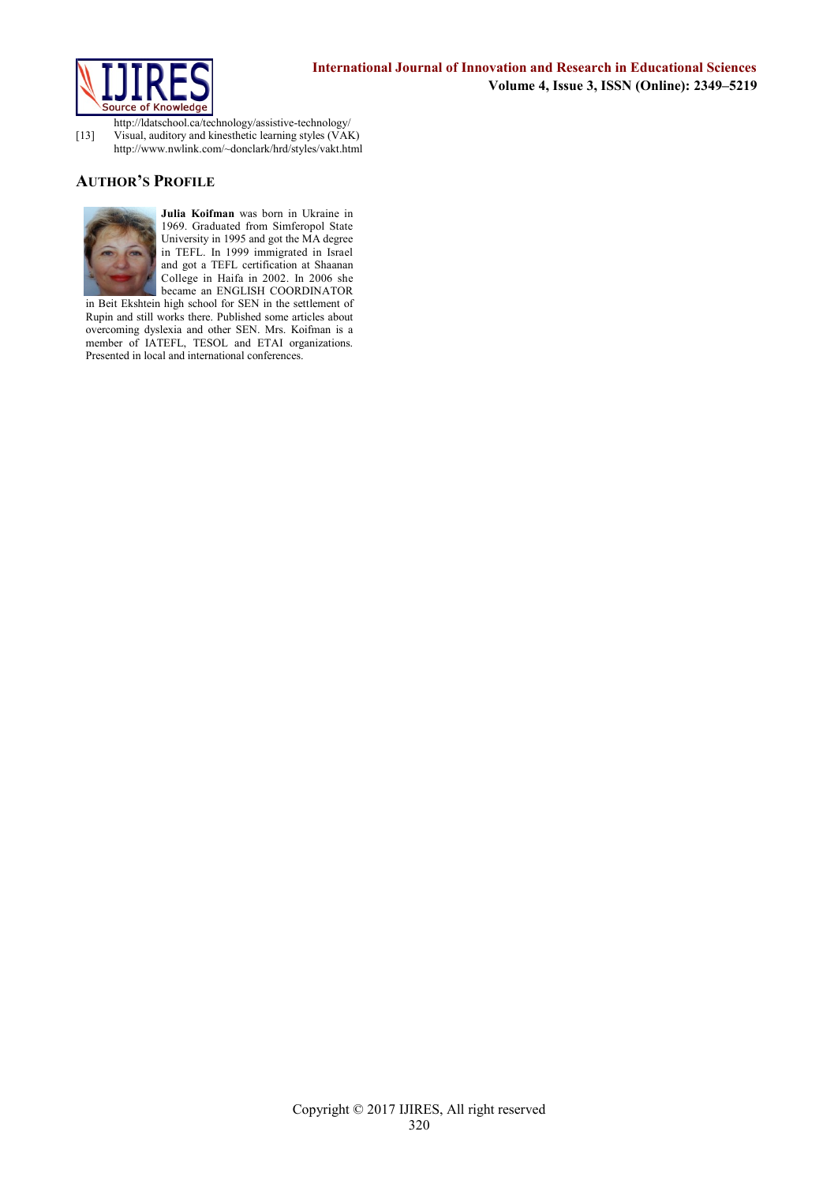http://ldatschool.ca/technology/assistive-technology/

[13] Visual, auditory and kinesthetic learning styles (VAK) http://www.nwlink.com/~donclark/hrd/styles/vakt.html

## AUTHOR'S PROFILE

**Julia Koifman** was born in Ukraine in 1969. Graduated from Simferopol State University in 1995 and got the MA degree in TEFL. In 1999 immigrated in Israel and got a TEFL certification at Shaanan College in Haifa in 2002. In 2006 she became an ENGLISH COORDINATOR in Beit Ekshtein high school for SEN in the settlement of Rupin and still works there. Published some articles about overcoming dyslexia and other SEN. Mrs. Koifman is a member of IATEFL, TESOL and ETAI organizations. Presented in local and international conferences.